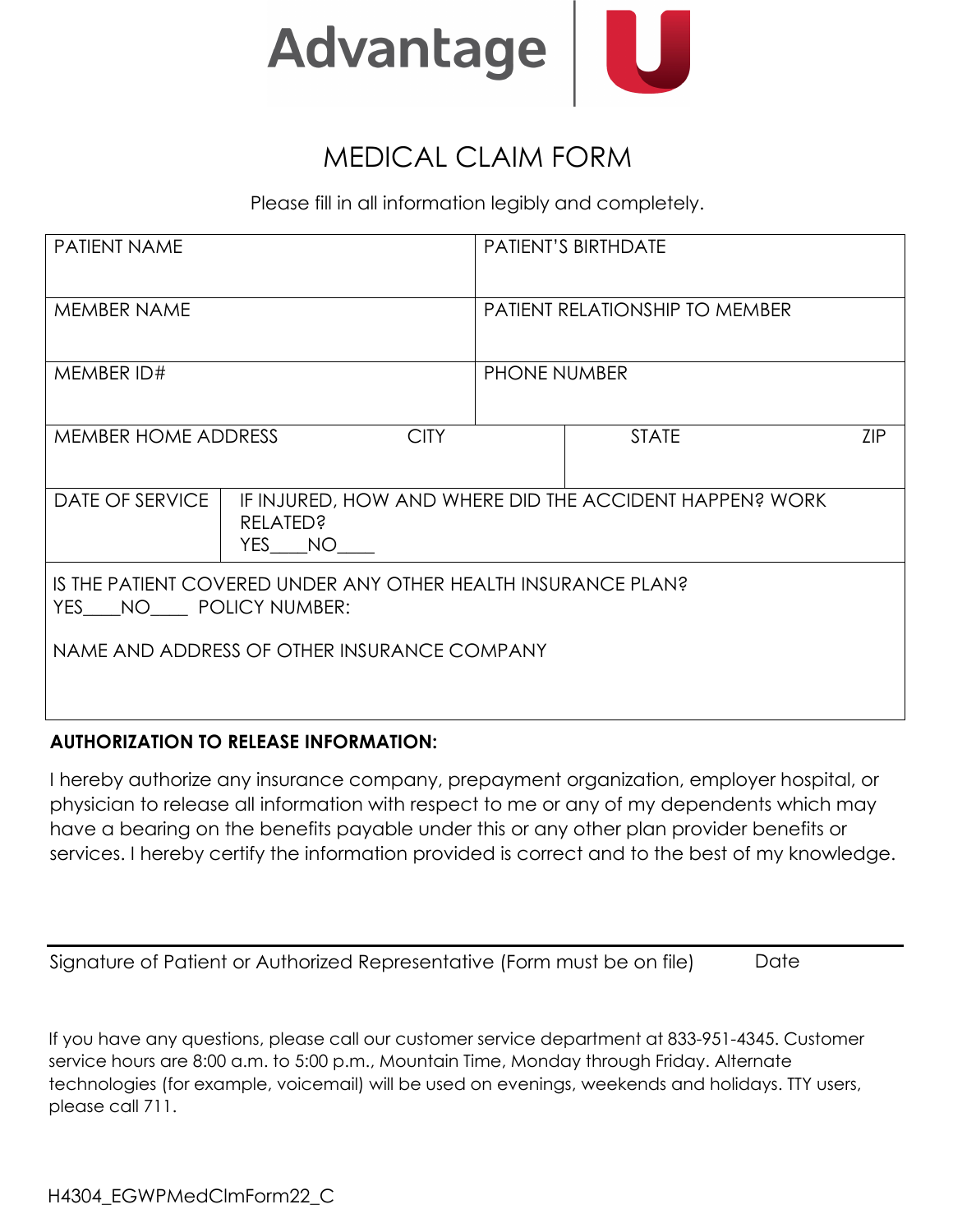Advantage | U

# MEDICAL CLAIM FORM

Please fill in all information legibly and completely.

| PATIENT NAME | | PATIENT'S BIRTHDATE | |
|---|---|---|---|
| MEMBER NAME | | PATIENT RELATIONSHIP TO MEMBER | |
| MEMBER ID# | | PHONE NUMBER | |
| MEMBER HOME ADDRESS | CITY | STATE | ZIP |
| DATE OF SERVICE | IF INJURED, HOW AND WHERE DID THE ACCIDENT HAPPEN? WORK RELATED? YES____NO____ | | |
| IS THE PATIENT COVERED UNDER ANY OTHER HEALTH INSURANCE PLAN? YES____NO____ POLICY NUMBER:<br><br>NAME AND ADDRESS OF OTHER INSURANCE COMPANY | | | |

**AUTHORIZATION TO RELEASE INFORMATION:**

I hereby authorize any insurance company, prepayment organization, employer hospital, or physician to release all information with respect to me or any of my dependents which may have a bearing on the benefits payable under this or any other plan provider benefits or services. I hereby certify the information provided is correct and to the best of my knowledge.

_______________________________________________________________

Signature of Patient or Authorized Representative (Form must be on file) Date

If you have any questions, please call our customer service department at 833-951-4345. Customer service hours are 8:00 a.m. to 5:00 p.m., Mountain Time, Monday through Friday. Alternate technologies (for example, voicemail) will be used on evenings, weekends and holidays. TTY users, please call 711.

H4304_EGWPMedClmForm22_C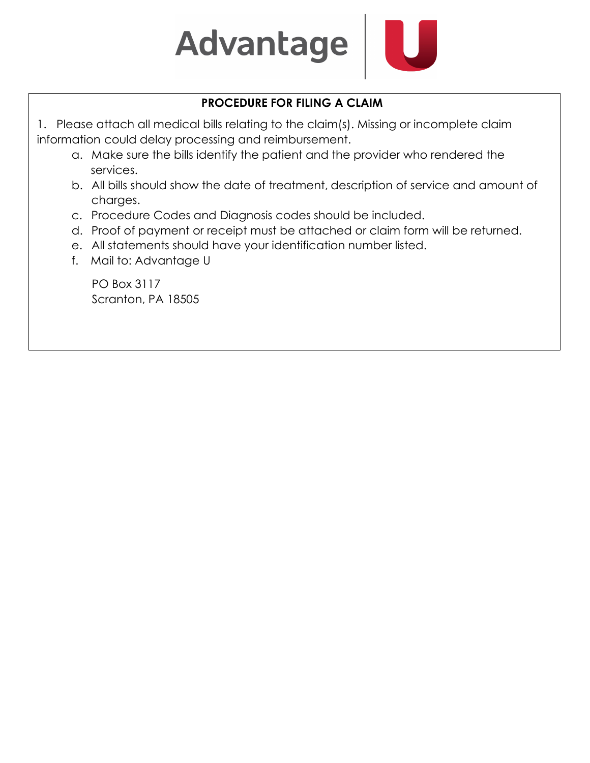Advantage | U

## PROCEDURE FOR FILING A CLAIM

1. Please attach all medical bills relating to the claim(s). Missing or incomplete claim information could delay processing and reimbursement.
   a. Make sure the bills identify the patient and the provider who rendered the services.
   b. All bills should show the date of treatment, description of service and amount of charges.
   c. Procedure Codes and Diagnosis codes should be included.
   d. Proof of payment or receipt must be attached or claim form will be returned.
   e. All statements should have your identification number listed.
   f. Mail to: Advantage U

      PO Box 3117
      Scranton, PA 18505